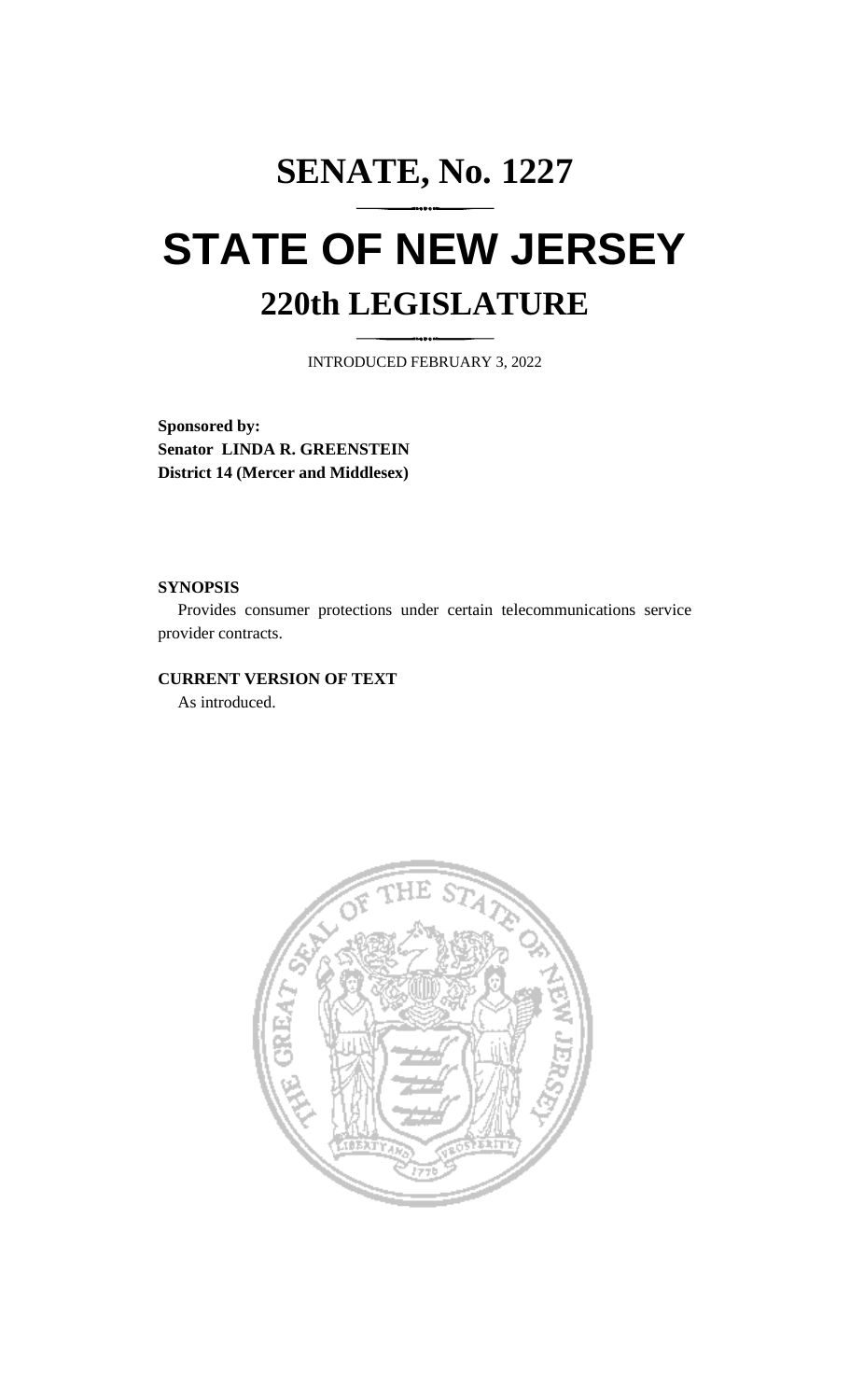# SENATE, No. 1227

# STATE OF NEW JERSEY

## 220th LEGISLATURE

INTRODUCED FEBRUARY 3, 2022

**Sponsored by:**
**Senator LINDA R. GREENSTEIN**
**District 14 (Mercer and Middlesex)**

**SYNOPSIS**

Provides consumer protections under certain telecommunications service provider contracts.

**CURRENT VERSION OF TEXT**

As introduced.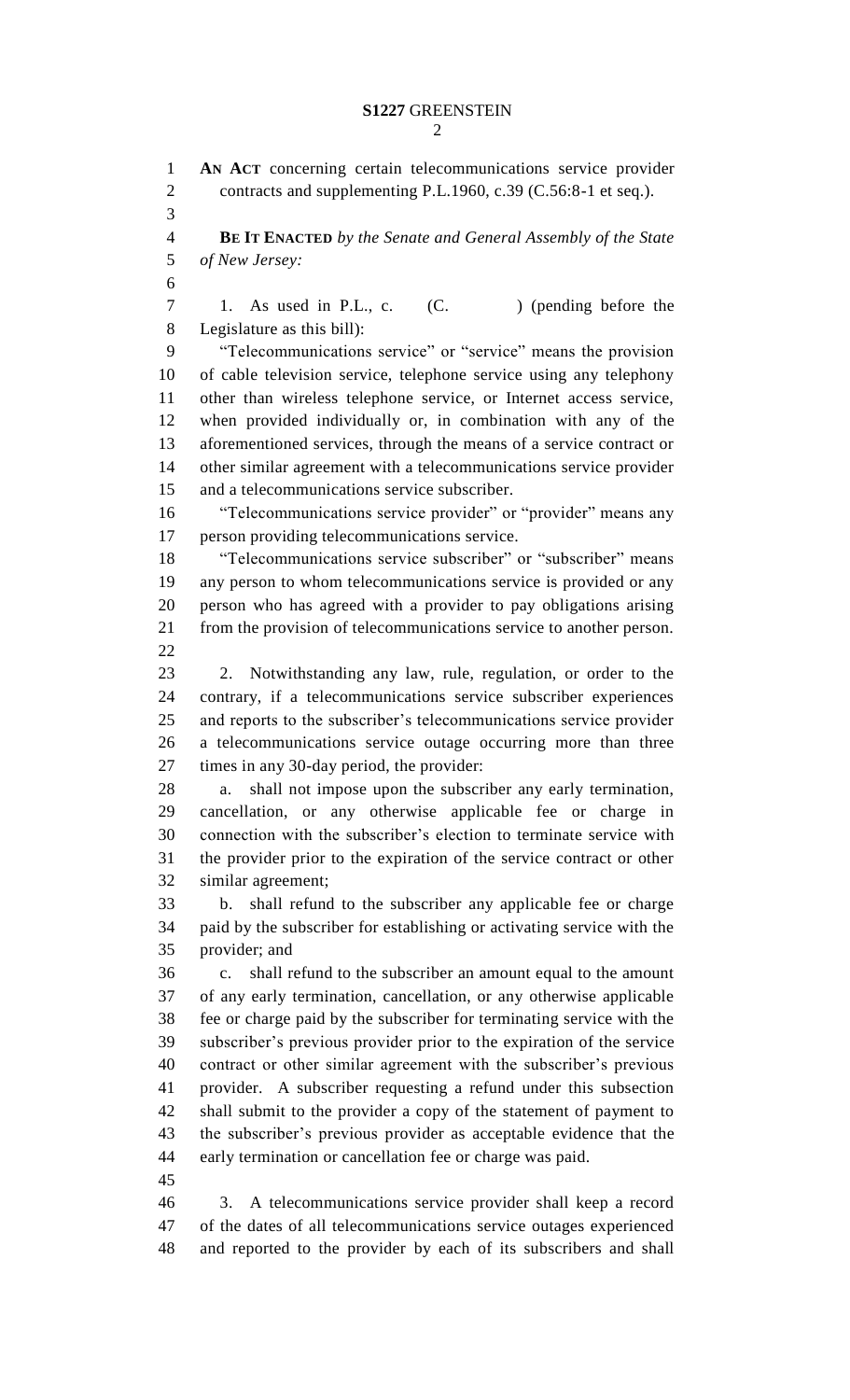**AN ACT** concerning certain telecommunications service provider contracts and supplementing P.L.1960, c.39 (C.56:8-1 et seq.).

**BE IT ENACTED** *by the Senate and General Assembly of the State of New Jersey:*

1. As used in P.L., c. (C. ) (pending before the Legislature as this bill):

"Telecommunications service" or "service" means the provision of cable television service, telephone service using any telephony other than wireless telephone service, or Internet access service, when provided individually or, in combination with any of the aforementioned services, through the means of a service contract or other similar agreement with a telecommunications service provider and a telecommunications service subscriber.

"Telecommunications service provider" or "provider" means any person providing telecommunications service.

"Telecommunications service subscriber" or "subscriber" means any person to whom telecommunications service is provided or any person who has agreed with a provider to pay obligations arising from the provision of telecommunications service to another person.

2. Notwithstanding any law, rule, regulation, or order to the contrary, if a telecommunications service subscriber experiences and reports to the subscriber's telecommunications service provider a telecommunications service outage occurring more than three times in any 30-day period, the provider:

a. shall not impose upon the subscriber any early termination, cancellation, or any otherwise applicable fee or charge in connection with the subscriber's election to terminate service with the provider prior to the expiration of the service contract or other similar agreement;

b. shall refund to the subscriber any applicable fee or charge paid by the subscriber for establishing or activating service with the provider; and

c. shall refund to the subscriber an amount equal to the amount of any early termination, cancellation, or any otherwise applicable fee or charge paid by the subscriber for terminating service with the subscriber's previous provider prior to the expiration of the service contract or other similar agreement with the subscriber's previous provider. A subscriber requesting a refund under this subsection shall submit to the provider a copy of the statement of payment to the subscriber's previous provider as acceptable evidence that the early termination or cancellation fee or charge was paid.

3. A telecommunications service provider shall keep a record of the dates of all telecommunications service outages experienced and reported to the provider by each of its subscribers and shall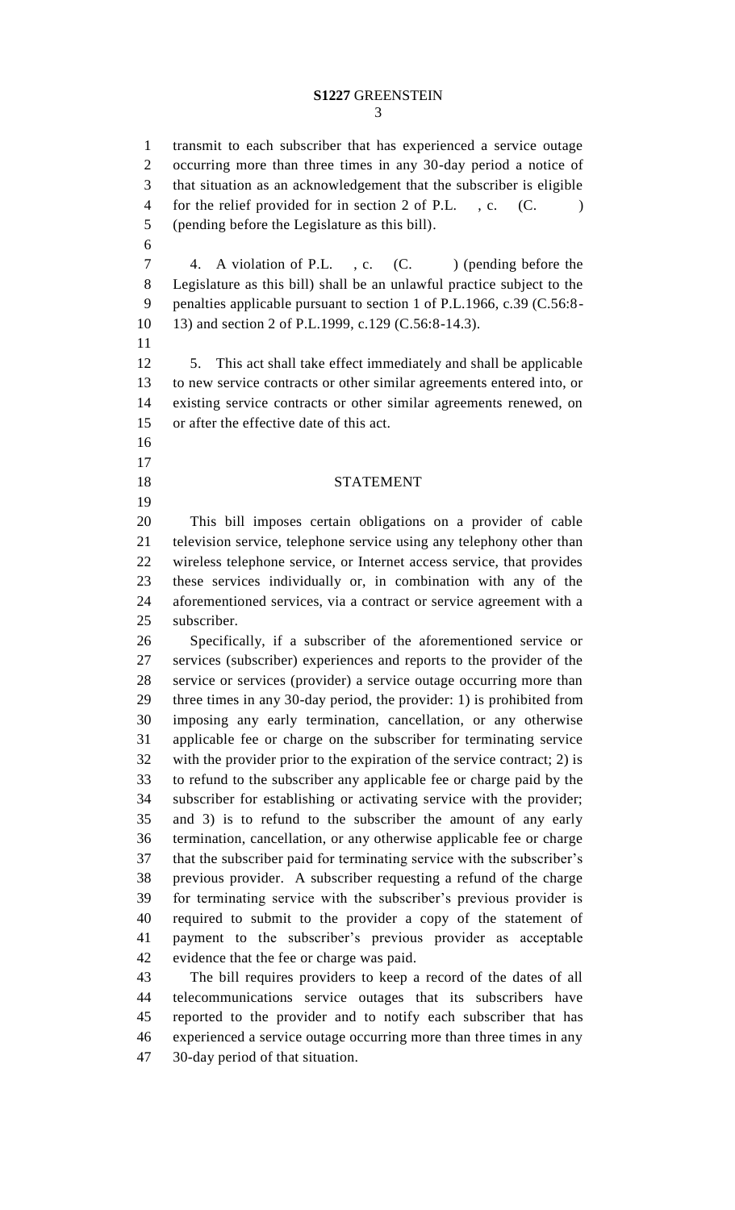transmit to each subscriber that has experienced a service outage occurring more than three times in any 30-day period a notice of that situation as an acknowledgement that the subscriber is eligible for the relief provided for in section 2 of P.L. , c. (C. ) (pending before the Legislature as this bill).

4. A violation of P.L. , c. (C. ) (pending before the Legislature as this bill) shall be an unlawful practice subject to the penalties applicable pursuant to section 1 of P.L.1966, c.39 (C.56:8-13) and section 2 of P.L.1999, c.129 (C.56:8-14.3).

5. This act shall take effect immediately and shall be applicable to new service contracts or other similar agreements entered into, or existing service contracts or other similar agreements renewed, on or after the effective date of this act.

## STATEMENT

This bill imposes certain obligations on a provider of cable television service, telephone service using any telephony other than wireless telephone service, or Internet access service, that provides these services individually or, in combination with any of the aforementioned services, via a contract or service agreement with a subscriber.

Specifically, if a subscriber of the aforementioned service or services (subscriber) experiences and reports to the provider of the service or services (provider) a service outage occurring more than three times in any 30-day period, the provider: 1) is prohibited from imposing any early termination, cancellation, or any otherwise applicable fee or charge on the subscriber for terminating service with the provider prior to the expiration of the service contract; 2) is to refund to the subscriber any applicable fee or charge paid by the subscriber for establishing or activating service with the provider; and 3) is to refund to the subscriber the amount of any early termination, cancellation, or any otherwise applicable fee or charge that the subscriber paid for terminating service with the subscriber's previous provider. A subscriber requesting a refund of the charge for terminating service with the subscriber's previous provider is required to submit to the provider a copy of the statement of payment to the subscriber's previous provider as acceptable evidence that the fee or charge was paid.

The bill requires providers to keep a record of the dates of all telecommunications service outages that its subscribers have reported to the provider and to notify each subscriber that has experienced a service outage occurring more than three times in any 30-day period of that situation.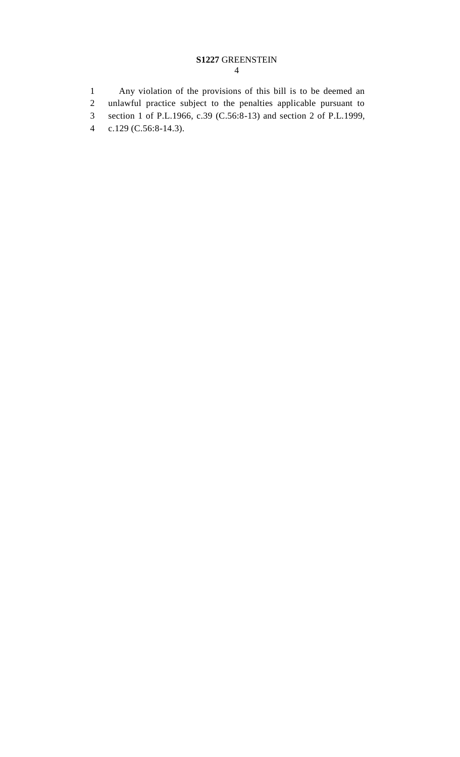Any violation of the provisions of this bill is to be deemed an unlawful practice subject to the penalties applicable pursuant to section 1 of P.L.1966, c.39 (C.56:8-13) and section 2 of P.L.1999, c.129 (C.56:8-14.3).